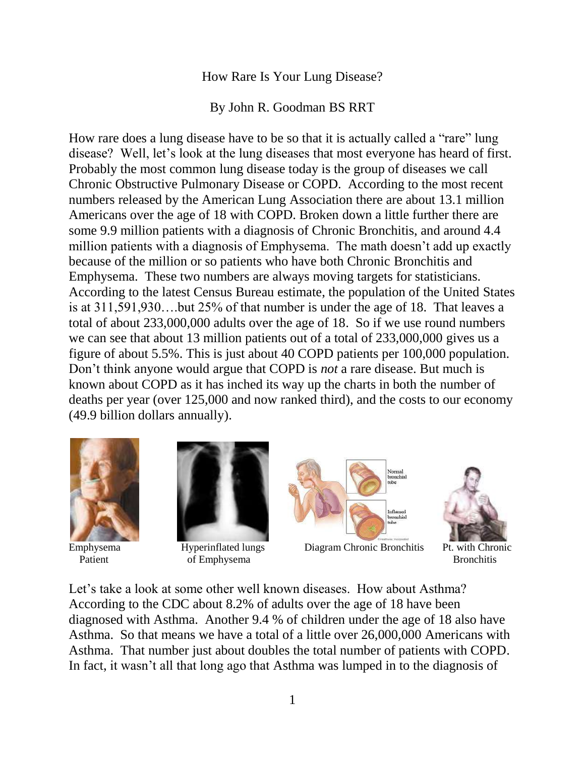# How Rare Is Your Lung Disease?

By John R. Goodman BS RRT

How rare does a lung disease have to be so that it is actually called a "rare" lung disease? Well, let's look at the lung diseases that most everyone has heard of first. Probably the most common lung disease today is the group of diseases we call Chronic Obstructive Pulmonary Disease or COPD. According to the most recent numbers released by the American Lung Association there are about 13.1 million Americans over the age of 18 with COPD. Broken down a little further there are some 9.9 million patients with a diagnosis of Chronic Bronchitis, and around 4.4 million patients with a diagnosis of Emphysema. The math doesn't add up exactly because of the million or so patients who have both Chronic Bronchitis and Emphysema. These two numbers are always moving targets for statisticians. According to the latest Census Bureau estimate, the population of the United States is at 311,591,930….but 25% of that number is under the age of 18. That leaves a total of about 233,000,000 adults over the age of 18. So if we use round numbers we can see that about 13 million patients out of a total of 233,000,000 gives us a figure of about 5.5%. This is just about 40 COPD patients per 100,000 population. Don't think anyone would argue that COPD is *not* a rare disease. But much is known about COPD as it has inched its way up the charts in both the number of deaths per year (over 125,000 and now ranked third), and the costs to our economy (49.9 billion dollars annually).

Emphysema Patient | Hyperinflated lungs of Emphysema | Diagram Chronic Bronchitis | Pt. with Chronic Bronchitis

Let's take a look at some other well known diseases. How about Asthma? According to the CDC about 8.2% of adults over the age of 18 have been diagnosed with Asthma. Another 9.4 % of children under the age of 18 also have Asthma. So that means we have a total of a little over 26,000,000 Americans with Asthma. That number just about doubles the total number of patients with COPD. In fact, it wasn't all that long ago that Asthma was lumped in to the diagnosis of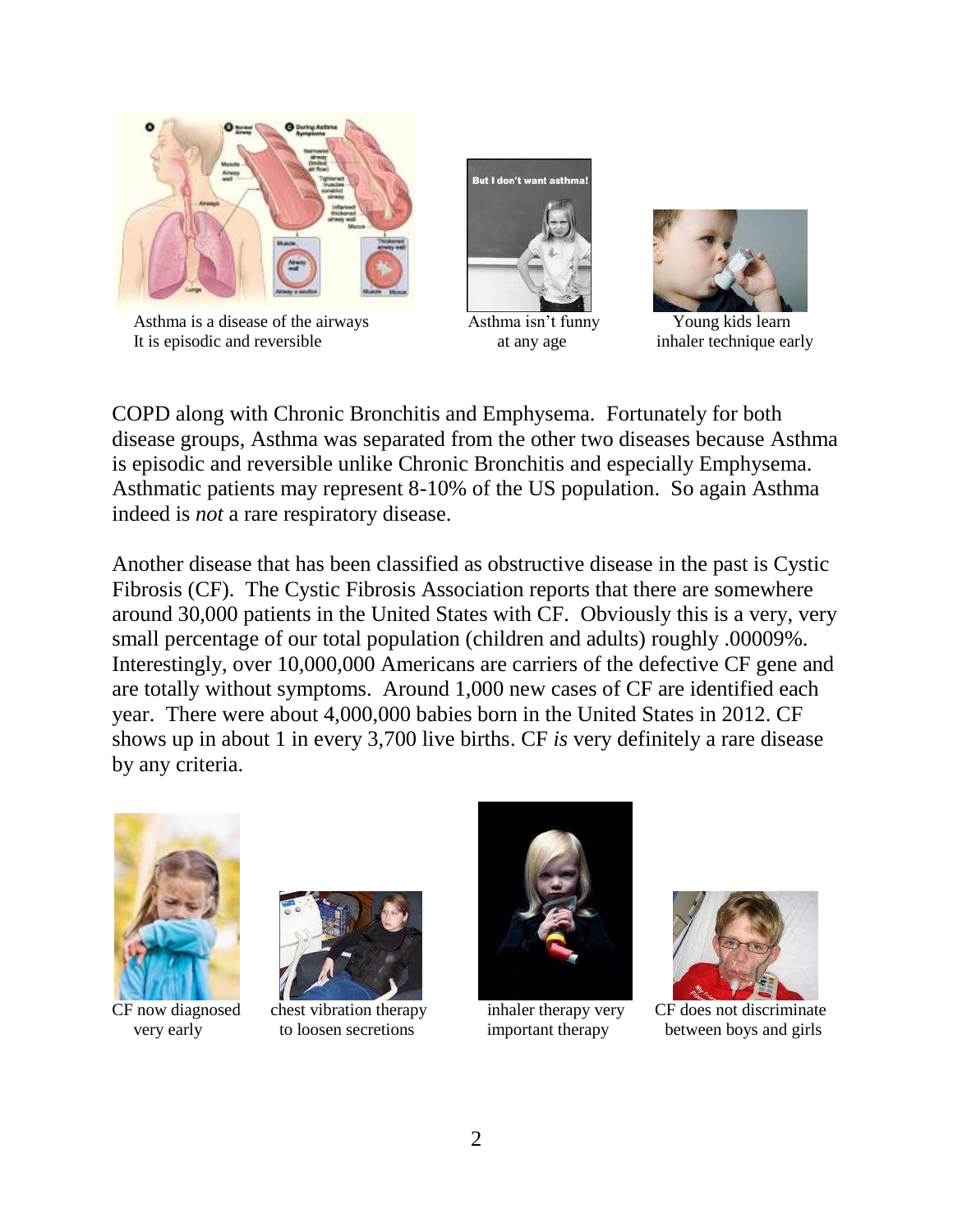Asthma is a disease of the airways
It is episodic and reversible

Asthma isn't funny
at any age

Young kids learn
inhaler technique early

COPD along with Chronic Bronchitis and Emphysema. Fortunately for both disease groups, Asthma was separated from the other two diseases because Asthma is episodic and reversible unlike Chronic Bronchitis and especially Emphysema. Asthmatic patients may represent 8-10% of the US population. So again Asthma indeed is *not* a rare respiratory disease.

Another disease that has been classified as obstructive disease in the past is Cystic Fibrosis (CF). The Cystic Fibrosis Association reports that there are somewhere around 30,000 patients in the United States with CF. Obviously this is a very, very small percentage of our total population (children and adults) roughly .00009%. Interestingly, over 10,000,000 Americans are carriers of the defective CF gene and are totally without symptoms. Around 1,000 new cases of CF are identified each year. There were about 4,000,000 babies born in the United States in 2012. CF shows up in about 1 in every 3,700 live births. CF *is* very definitely a rare disease by any criteria.

CF now diagnosed
very early

chest vibration therapy
to loosen secretions

inhaler therapy very
important therapy

CF does not discriminate
between boys and girls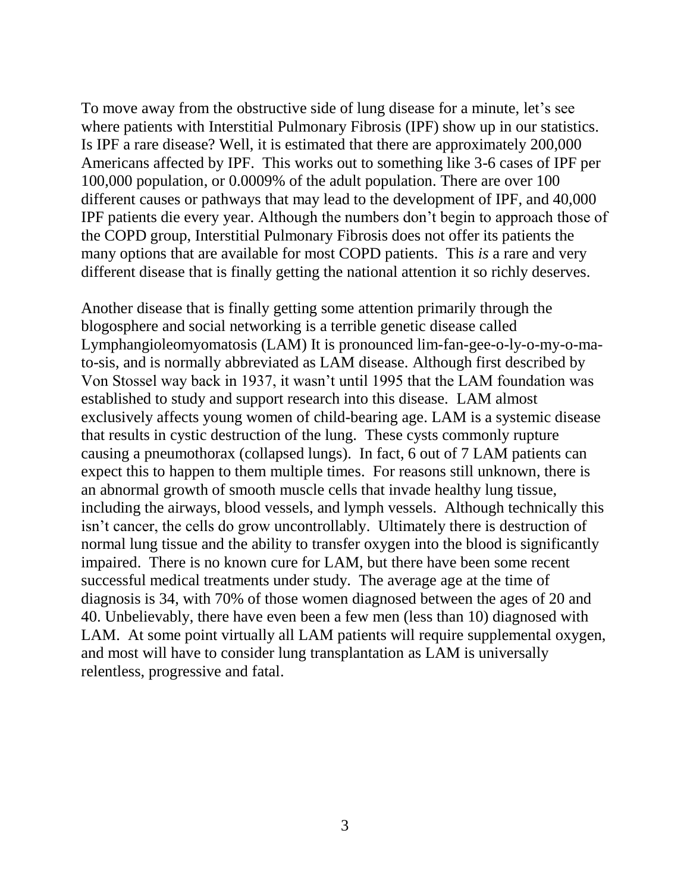To move away from the obstructive side of lung disease for a minute, let's see where patients with Interstitial Pulmonary Fibrosis (IPF) show up in our statistics. Is IPF a rare disease? Well, it is estimated that there are approximately 200,000 Americans affected by IPF. This works out to something like 3-6 cases of IPF per 100,000 population, or 0.0009% of the adult population. There are over 100 different causes or pathways that may lead to the development of IPF, and 40,000 IPF patients die every year. Although the numbers don't begin to approach those of the COPD group, Interstitial Pulmonary Fibrosis does not offer its patients the many options that are available for most COPD patients. This *is* a rare and very different disease that is finally getting the national attention it so richly deserves.

Another disease that is finally getting some attention primarily through the blogosphere and social networking is a terrible genetic disease called Lymphangioleomyomatosis (LAM) It is pronounced lim-fan-gee-o-ly-o-my-o-ma-to-sis, and is normally abbreviated as LAM disease. Although first described by Von Stossel way back in 1937, it wasn't until 1995 that the LAM foundation was established to study and support research into this disease. LAM almost exclusively affects young women of child-bearing age. LAM is a systemic disease that results in cystic destruction of the lung. These cysts commonly rupture causing a pneumothorax (collapsed lungs). In fact, 6 out of 7 LAM patients can expect this to happen to them multiple times. For reasons still unknown, there is an abnormal growth of smooth muscle cells that invade healthy lung tissue, including the airways, blood vessels, and lymph vessels. Although technically this isn't cancer, the cells do grow uncontrollably. Ultimately there is destruction of normal lung tissue and the ability to transfer oxygen into the blood is significantly impaired. There is no known cure for LAM, but there have been some recent successful medical treatments under study. The average age at the time of diagnosis is 34, with 70% of those women diagnosed between the ages of 20 and 40. Unbelievably, there have even been a few men (less than 10) diagnosed with LAM. At some point virtually all LAM patients will require supplemental oxygen, and most will have to consider lung transplantation as LAM is universally relentless, progressive and fatal.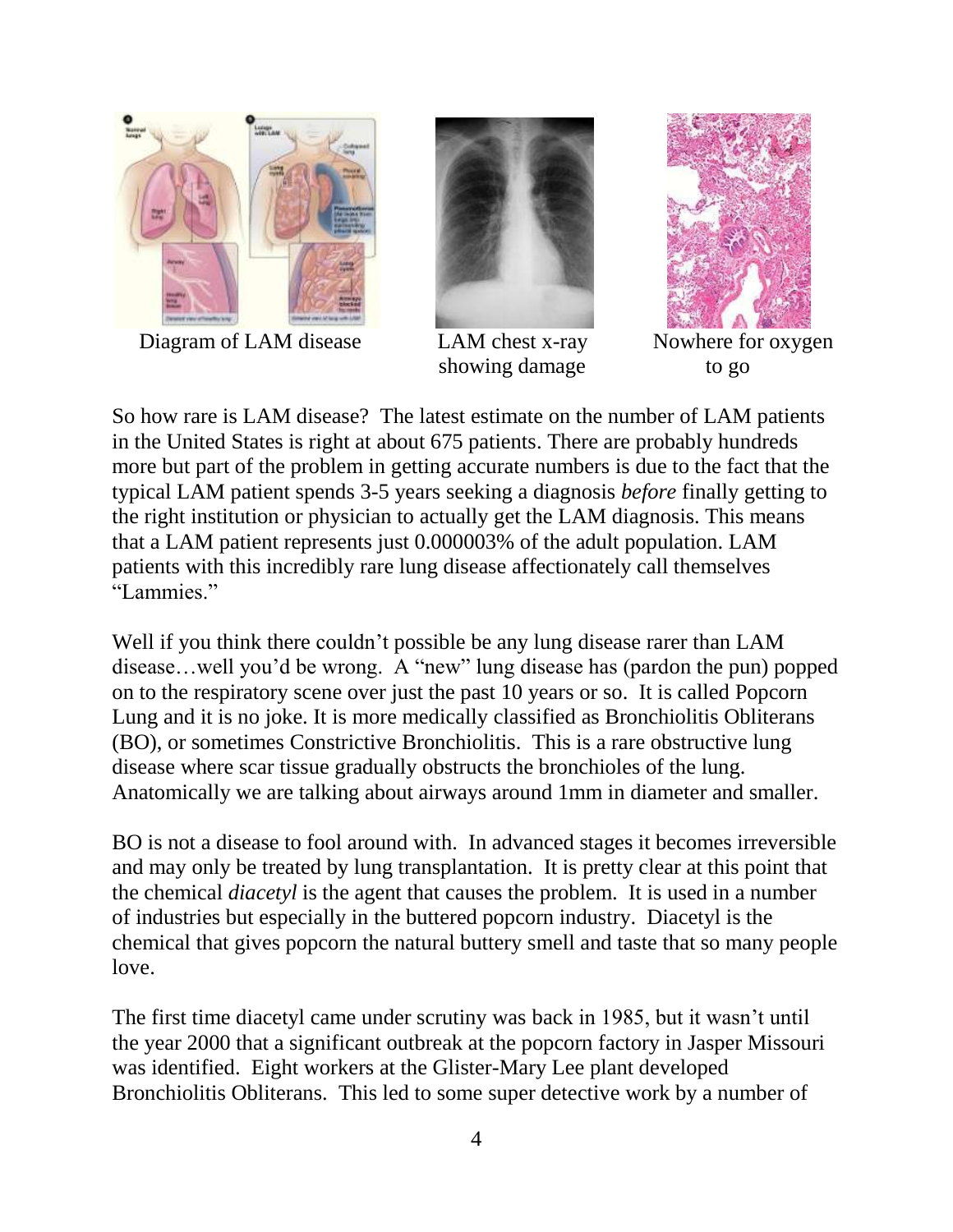Diagram of LAM disease

LAM chest x-ray showing damage

Nowhere for oxygen to go

So how rare is LAM disease? The latest estimate on the number of LAM patients in the United States is right at about 675 patients. There are probably hundreds more but part of the problem in getting accurate numbers is due to the fact that the typical LAM patient spends 3-5 years seeking a diagnosis *before* finally getting to the right institution or physician to actually get the LAM diagnosis. This means that a LAM patient represents just 0.000003% of the adult population. LAM patients with this incredibly rare lung disease affectionately call themselves "Lammies."

Well if you think there couldn't possible be any lung disease rarer than LAM disease…well you'd be wrong. A "new" lung disease has (pardon the pun) popped on to the respiratory scene over just the past 10 years or so. It is called Popcorn Lung and it is no joke. It is more medically classified as Bronchiolitis Obliterans (BO), or sometimes Constrictive Bronchiolitis. This is a rare obstructive lung disease where scar tissue gradually obstructs the bronchioles of the lung. Anatomically we are talking about airways around 1mm in diameter and smaller.

BO is not a disease to fool around with. In advanced stages it becomes irreversible and may only be treated by lung transplantation. It is pretty clear at this point that the chemical *diacetyl* is the agent that causes the problem. It is used in a number of industries but especially in the buttered popcorn industry. Diacetyl is the chemical that gives popcorn the natural buttery smell and taste that so many people love.

The first time diacetyl came under scrutiny was back in 1985, but it wasn't until the year 2000 that a significant outbreak at the popcorn factory in Jasper Missouri was identified. Eight workers at the Glister-Mary Lee plant developed Bronchiolitis Obliterans. This led to some super detective work by a number of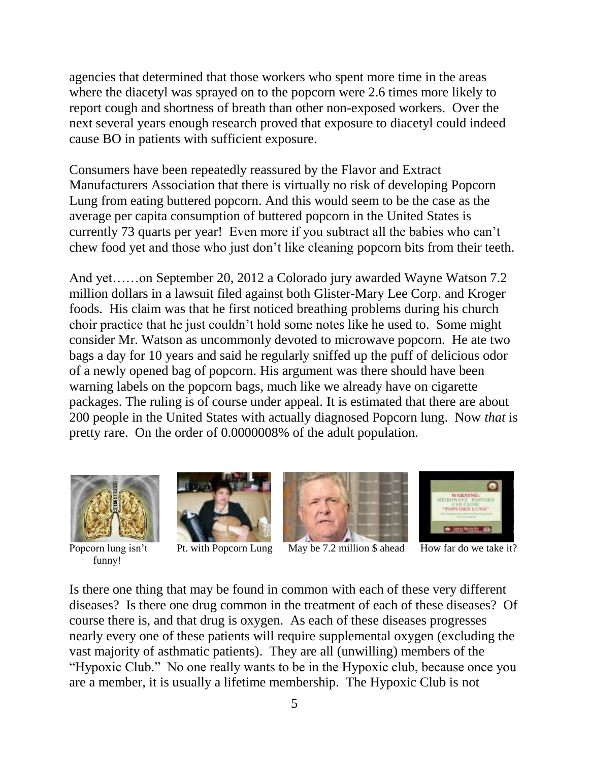agencies that determined that those workers who spent more time in the areas where the diacetyl was sprayed on to the popcorn were 2.6 times more likely to report cough and shortness of breath than other non-exposed workers. Over the next several years enough research proved that exposure to diacetyl could indeed cause BO in patients with sufficient exposure.

Consumers have been repeatedly reassured by the Flavor and Extract Manufacturers Association that there is virtually no risk of developing Popcorn Lung from eating buttered popcorn. And this would seem to be the case as the average per capita consumption of buttered popcorn in the United States is currently 73 quarts per year! Even more if you subtract all the babies who can't chew food yet and those who just don't like cleaning popcorn bits from their teeth.

And yet……on September 20, 2012 a Colorado jury awarded Wayne Watson 7.2 million dollars in a lawsuit filed against both Glister-Mary Lee Corp. and Kroger foods. His claim was that he first noticed breathing problems during his church choir practice that he just couldn't hold some notes like he used to. Some might consider Mr. Watson as uncommonly devoted to microwave popcorn. He ate two bags a day for 10 years and said he regularly sniffed up the puff of delicious odor of a newly opened bag of popcorn. His argument was there should have been warning labels on the popcorn bags, much like we already have on cigarette packages. The ruling is of course under appeal. It is estimated that there are about 200 people in the United States with actually diagnosed Popcorn lung. Now *that* is pretty rare. On the order of 0.0000008% of the adult population.

Popcorn lung isn't funny!

Pt. with Popcorn Lung

May be 7.2 million $ ahead

How far do we take it?

Is there one thing that may be found in common with each of these very different diseases? Is there one drug common in the treatment of each of these diseases? Of course there is, and that drug is oxygen. As each of these diseases progresses nearly every one of these patients will require supplemental oxygen (excluding the vast majority of asthmatic patients). They are all (unwilling) members of the "Hypoxic Club." No one really wants to be in the Hypoxic club, because once you are a member, it is usually a lifetime membership. The Hypoxic Club is not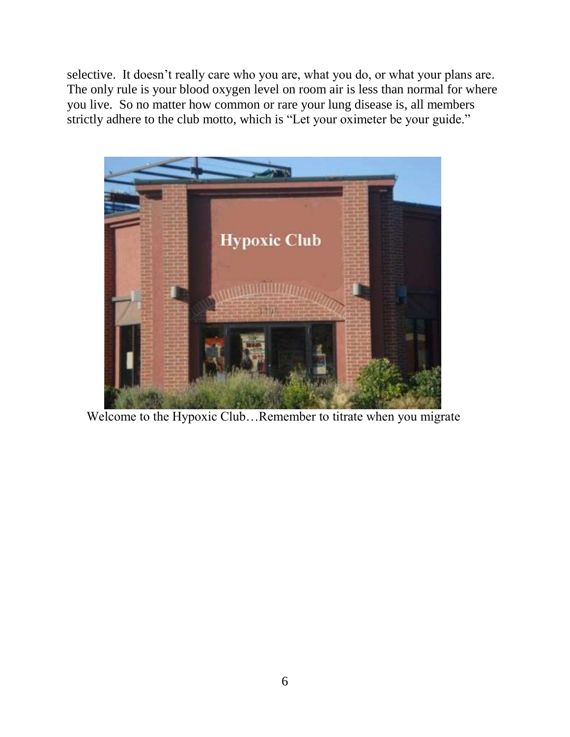selective. It doesn't really care who you are, what you do, or what your plans are. The only rule is your blood oxygen level on room air is less than normal for where you live. So no matter how common or rare your lung disease is, all members strictly adhere to the club motto, which is "Let your oximeter be your guide."

Welcome to the Hypoxic Club…Remember to titrate when you migrate